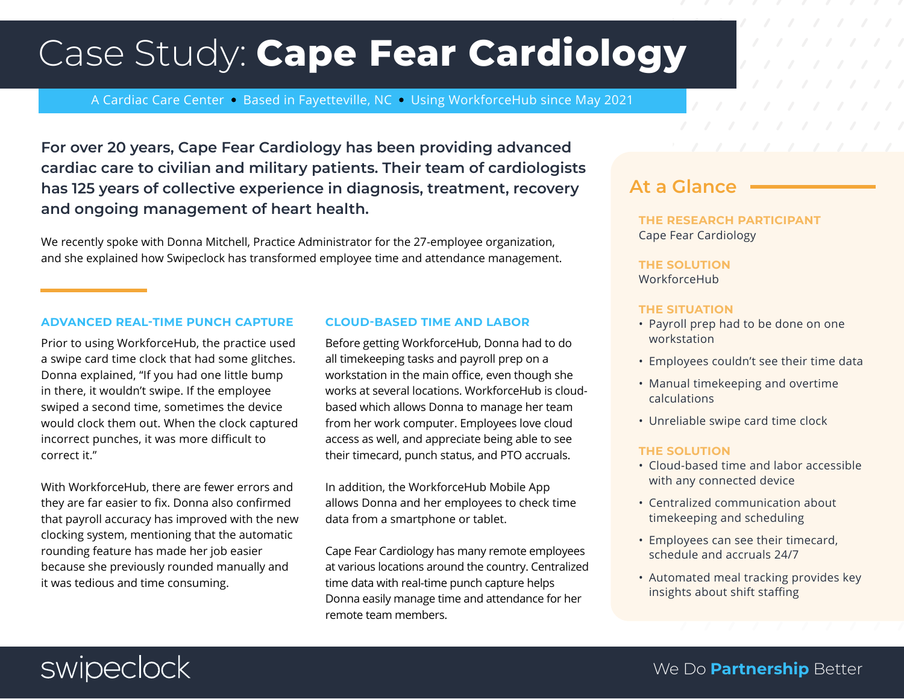# Case Study: **Cape Fear Cardiology**

A Cardiac Care Center • Based in Fayetteville, NC • Using WorkforceHub since May 2021

**For over 20 years, Cape Fear Cardiology has been providing advanced cardiac care to civilian and military patients. Their team of cardiologists has 125 years of collective experience in diagnosis, treatment, recovery and ongoing management of heart health.**

We recently spoke with Donna Mitchell, Practice Administrator for the 27-employee organization, and she explained how Swipeclock has transformed employee time and attendance management.

### ADVANCED REAL-TIME PUNCH CAPTURE

Prior to using WorkforceHub, the practice used a swipe card time clock that had some glitches. Donna explained, "If you had one little bump in there, it wouldn't swipe. If the employee swiped a second time, sometimes the device would clock them out. When the clock captured incorrect punches, it was more difficult to correct it."

With WorkforceHub, there are fewer errors and they are far easier to fix. Donna also confirmed that payroll accuracy has improved with the new clocking system, mentioning that the automatic rounding feature has made her job easier because she previously rounded manually and it was tedious and time consuming.

### CLOUD-BASED TIME AND LABOR

Before getting WorkforceHub, Donna had to do all timekeeping tasks and payroll prep on a workstation in the main office, even though she works at several locations. WorkforceHub is cloud-based which allows Donna to manage her team from her work computer. Employees love cloud access as well, and appreciate being able to see their timecard, punch status, and PTO accruals.

In addition, the WorkforceHub Mobile App allows Donna and her employees to check time data from a smartphone or tablet.

Cape Fear Cardiology has many remote employees at various locations around the country. Centralized time data with real-time punch capture helps Donna easily manage time and attendance for her remote team members.

## At a Glance

**THE RESEARCH PARTICIPANT**
Cape Fear Cardiology

**THE SOLUTION**
WorkforceHub

**THE SITUATION**
- Payroll prep had to be done on one workstation
- Employees couldn't see their time data
- Manual timekeeping and overtime calculations
- Unreliable swipe card time clock

**THE SOLUTION**
- Cloud-based time and labor accessible with any connected device
- Centralized communication about timekeeping and scheduling
- Employees can see their timecard, schedule and accruals 24/7
- Automated meal tracking provides key insights about shift staffing

swipeclock

We Do **Partnership** Better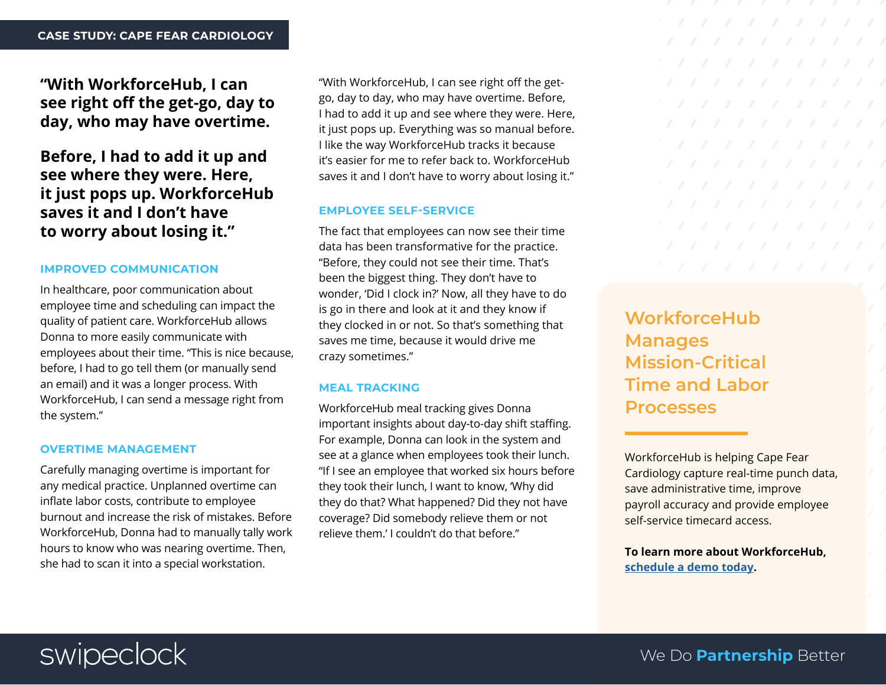CASE STUDY: CAPE FEAR CARDIOLOGY

**"With WorkforceHub, I can see right off the get-go, day to day, who may have overtime.**

**Before, I had to add it up and see where they were. Here, it just pops up. WorkforceHub saves it and I don't have to worry about losing it."**

### IMPROVED COMMUNICATION

In healthcare, poor communication about employee time and scheduling can impact the quality of patient care. WorkforceHub allows Donna to more easily communicate with employees about their time. "This is nice because, before, I had to go tell them (or manually send an email) and it was a longer process. With WorkforceHub, I can send a message right from the system."

### OVERTIME MANAGEMENT

Carefully managing overtime is important for any medical practice. Unplanned overtime can inflate labor costs, contribute to employee burnout and increase the risk of mistakes. Before WorkforceHub, Donna had to manually tally work hours to know who was nearing overtime. Then, she had to scan it into a special workstation.

"With WorkforceHub, I can see right off the get-go, day to day, who may have overtime. Before, I had to add it up and see where they were. Here, it just pops up. Everything was so manual before. I like the way WorkforceHub tracks it because it's easier for me to refer back to. WorkforceHub saves it and I don't have to worry about losing it."

### EMPLOYEE SELF-SERVICE

The fact that employees can now see their time data has been transformative for the practice. "Before, they could not see their time. That's been the biggest thing. They don't have to wonder, 'Did I clock in?' Now, all they have to do is go in there and look at it and they know if they clocked in or not. So that's something that saves me time, because it would drive me crazy sometimes."

### MEAL TRACKING

WorkforceHub meal tracking gives Donna important insights about day-to-day shift staffing. For example, Donna can look in the system and see at a glance when employees took their lunch. "If I see an employee that worked six hours before they took their lunch, I want to know, 'Why did they do that? What happened? Did they not have coverage? Did somebody relieve them or not relieve them.' I couldn't do that before."

## WorkforceHub Manages Mission-Critical Time and Labor Processes

WorkforceHub is helping Cape Fear Cardiology capture real-time punch data, save administrative time, improve payroll accuracy and provide employee self-service timecard access.

**To learn more about WorkforceHub, schedule a demo today.**

swipeclock

We Do **Partnership** Better